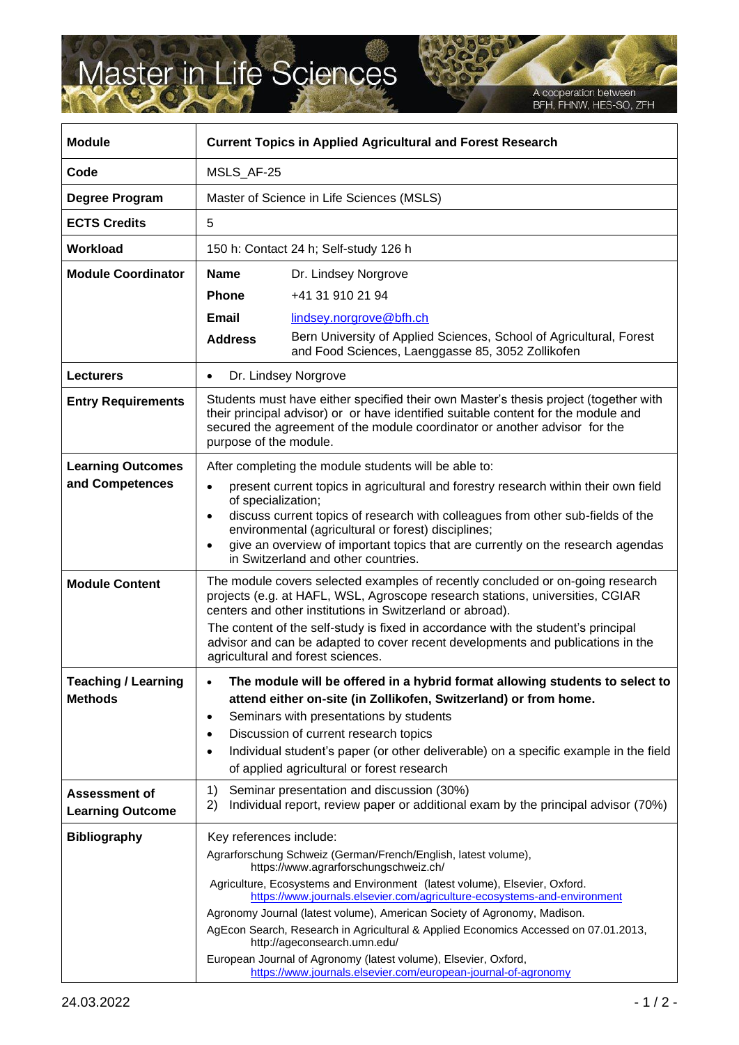# Master in Life Sciences

A cooperation between BFH, FHNW, HES-SO, ZFH

| **Module** | **Current Topics in Applied Agricultural and Forest Research** |
|---|---|
| **Code** | MSLS_AF-25 |
| **Degree Program** | Master of Science in Life Sciences (MSLS) |
| **ECTS Credits** | 5 |
| **Workload** | 150 h: Contact 24 h; Self-study 126 h |
| **Module Coordinator** | **Name** Dr. Lindsey Norgrove<br>**Phone** +41 31 910 21 94<br>**Email** lindsey.norgrove@bfh.ch<br>**Address** Bern University of Applied Sciences, School of Agricultural, Forest and Food Sciences, Laenggasse 85, 3052 Zollikofen |
| **Lecturers** | • Dr. Lindsey Norgrove |
| **Entry Requirements** | Students must have either specified their own Master's thesis project (together with their principal advisor) or or have identified suitable content for the module and secured the agreement of the module coordinator or another advisor for the purpose of the module. |
| **Learning Outcomes and Competences** | After completing the module students will be able to:<br>• present current topics in agricultural and forestry research within their own field of specialization;<br>• discuss current topics of research with colleagues from other sub-fields of the environmental (agricultural or forest) disciplines;<br>• give an overview of important topics that are currently on the research agendas in Switzerland and other countries. |
| **Module Content** | The module covers selected examples of recently concluded or on-going research projects (e.g. at HAFL, WSL, Agroscope research stations, universities, CGIAR centers and other institutions in Switzerland or abroad).<br>The content of the self-study is fixed in accordance with the student's principal advisor and can be adapted to cover recent developments and publications in the agricultural and forest sciences. |
| **Teaching / Learning Methods** | • **The module will be offered in a hybrid format allowing students to select to attend either on-site (in Zollikofen, Switzerland) or from home.**<br>• Seminars with presentations by students<br>• Discussion of current research topics<br>• Individual student's paper (or other deliverable) on a specific example in the field of applied agricultural or forest research |
| **Assessment of Learning Outcome** | 1) Seminar presentation and discussion (30%)<br>2) Individual report, review paper or additional exam by the principal advisor (70%) |
| **Bibliography** | Key references include:<br>Agrarforschung Schweiz (German/French/English, latest volume), https://www.agrarforschungschweiz.ch/<br>Agriculture, Ecosystems and Environment (latest volume), Elsevier, Oxford. https://www.journals.elsevier.com/agriculture-ecosystems-and-environment<br>Agronomy Journal (latest volume), American Society of Agronomy, Madison.<br>AgEcon Search, Research in Agricultural & Applied Economics Accessed on 07.01.2013, http://ageconsearch.umn.edu/<br>European Journal of Agronomy (latest volume), Elsevier, Oxford, https://www.journals.elsevier.com/european-journal-of-agronomy |

24.03.2022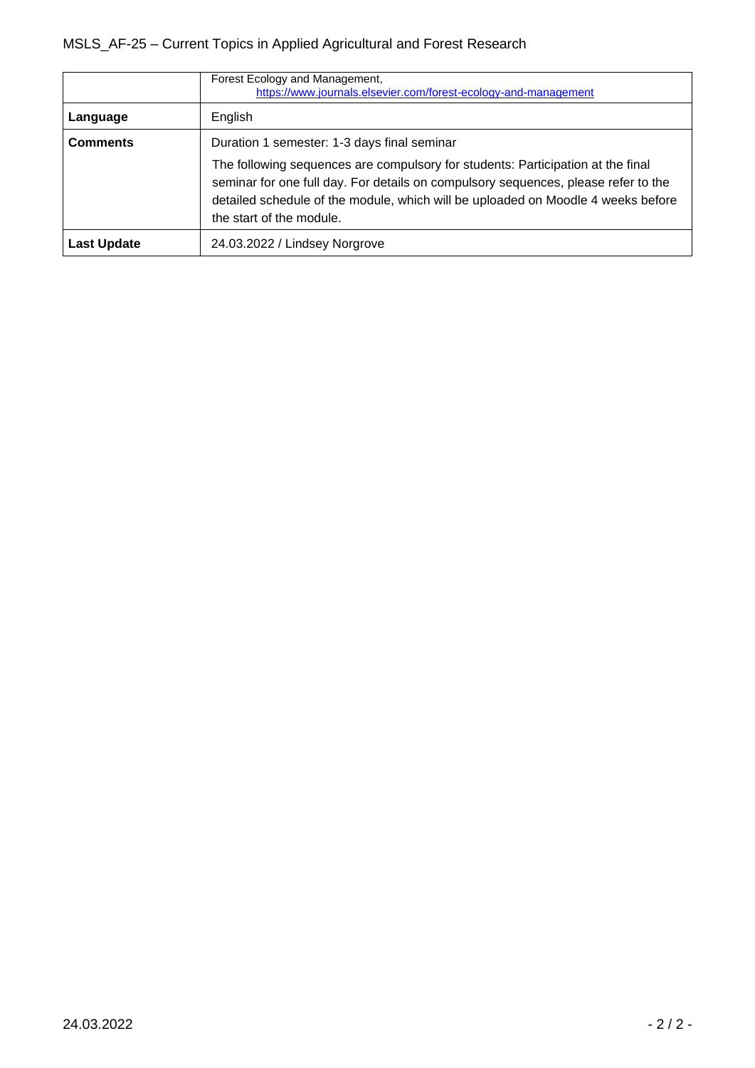| | |
|---|---|
| | Forest Ecology and Management, https://www.journals.elsevier.com/forest-ecology-and-management |
| **Language** | English |
| **Comments** | Duration 1 semester: 1-3 days final seminar<br><br>The following sequences are compulsory for students: Participation at the final seminar for one full day. For details on compulsory sequences, please refer to the detailed schedule of the module, which will be uploaded on Moodle 4 weeks before the start of the module. |
| **Last Update** | 24.03.2022 / Lindsey Norgrove |